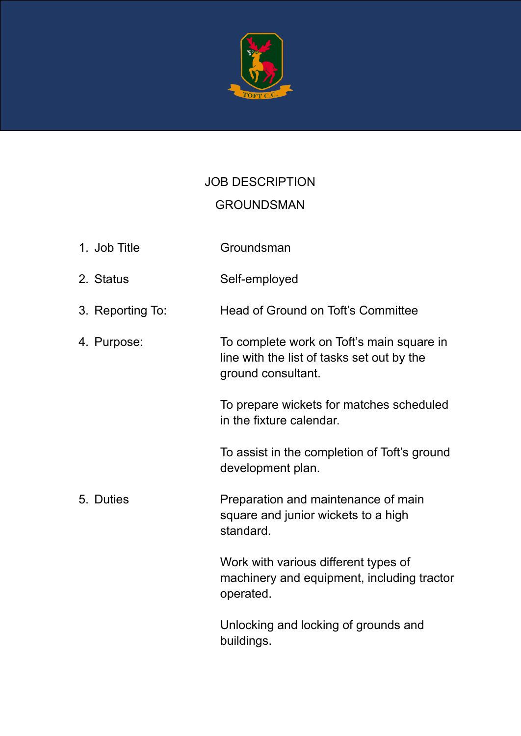# JOB DESCRIPTION

## GROUNDSMAN

| | |
|---|---|
| 1. Job Title | Groundsman |
| 2. Status | Self-employed |
| 3. Reporting To: | Head of Ground on Toft's Committee |
| 4. Purpose: | To complete work on Toft's main square in line with the list of tasks set out by the ground consultant.<br><br>To prepare wickets for matches scheduled in the fixture calendar.<br><br>To assist in the completion of Toft's ground development plan. |
| 5. Duties | Preparation and maintenance of main square and junior wickets to a high standard.<br><br>Work with various different types of machinery and equipment, including tractor operated.<br><br>Unlocking and locking of grounds and buildings. |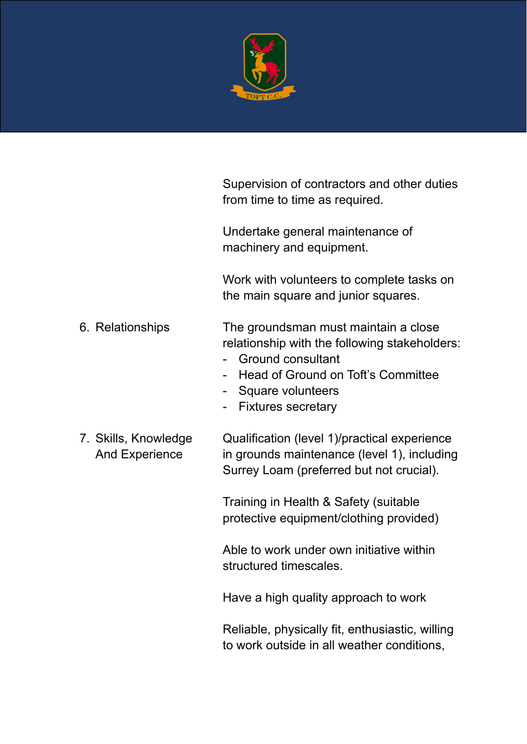| | |
|---|---|
| | Supervision of contractors and other duties from time to time as required.<br><br>Undertake general maintenance of machinery and equipment.<br><br>Work with volunteers to complete tasks on the main square and junior squares. |
| 6. Relationships | The groundsman must maintain a close relationship with the following stakeholders:<br>- Ground consultant<br>- Head of Ground on Toft's Committee<br>- Square volunteers<br>- Fixtures secretary |
| 7. Skills, Knowledge And Experience | Qualification (level 1)/practical experience in grounds maintenance (level 1), including Surrey Loam (preferred but not crucial).<br><br>Training in Health & Safety (suitable protective equipment/clothing provided)<br><br>Able to work under own initiative within structured timescales.<br><br>Have a high quality approach to work<br><br>Reliable, physically fit, enthusiastic, willing to work outside in all weather conditions, |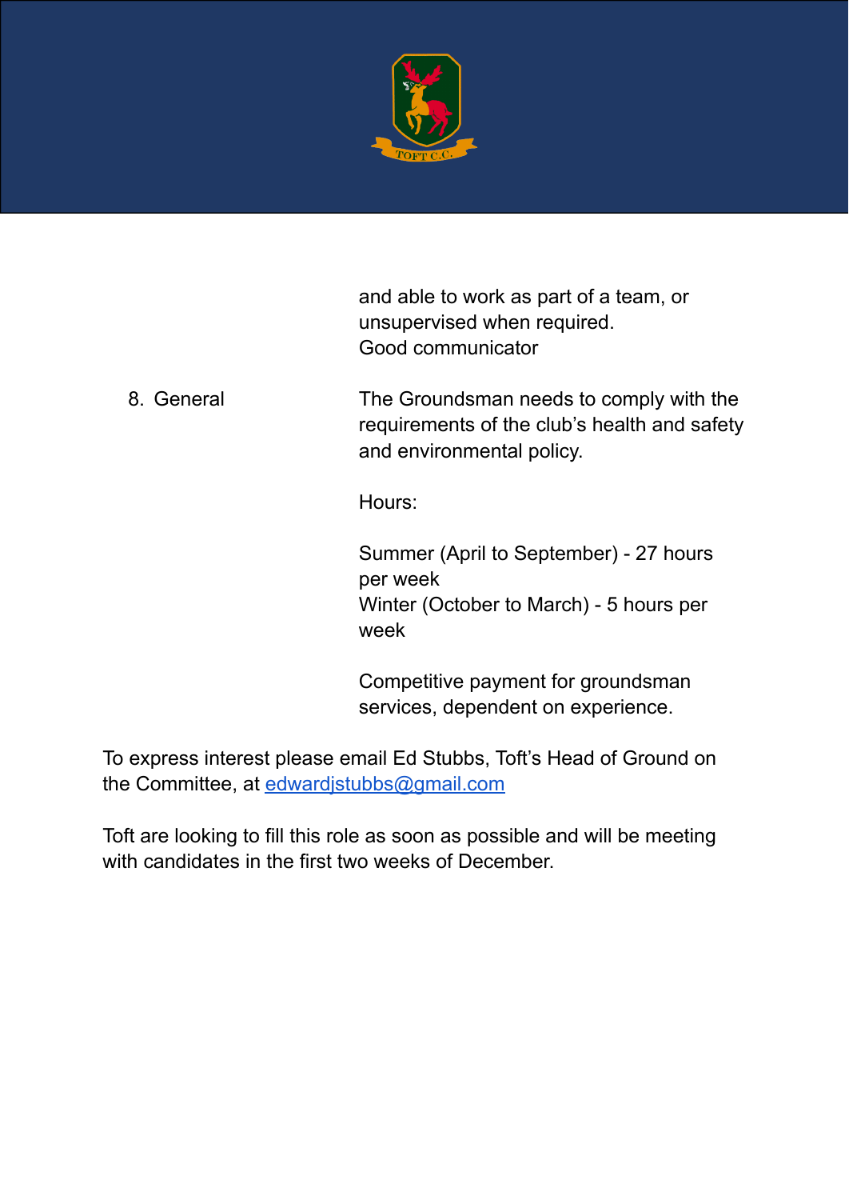| | |
|---|---|
| | and able to work as part of a team, or unsupervised when required.<br>Good communicator |
| 8. General | The Groundsman needs to comply with the requirements of the club's health and safety and environmental policy.<br><br>Hours:<br><br>Summer (April to September) - 27 hours per week<br>Winter (October to March) - 5 hours per week<br><br>Competitive payment for groundsman services, dependent on experience. |

To express interest please email Ed Stubbs, Toft's Head of Ground on the Committee, at [edwardjstubbs@gmail.com](mailto:edwardjstubbs@gmail.com)

Toft are looking to fill this role as soon as possible and will be meeting with candidates in the first two weeks of December.